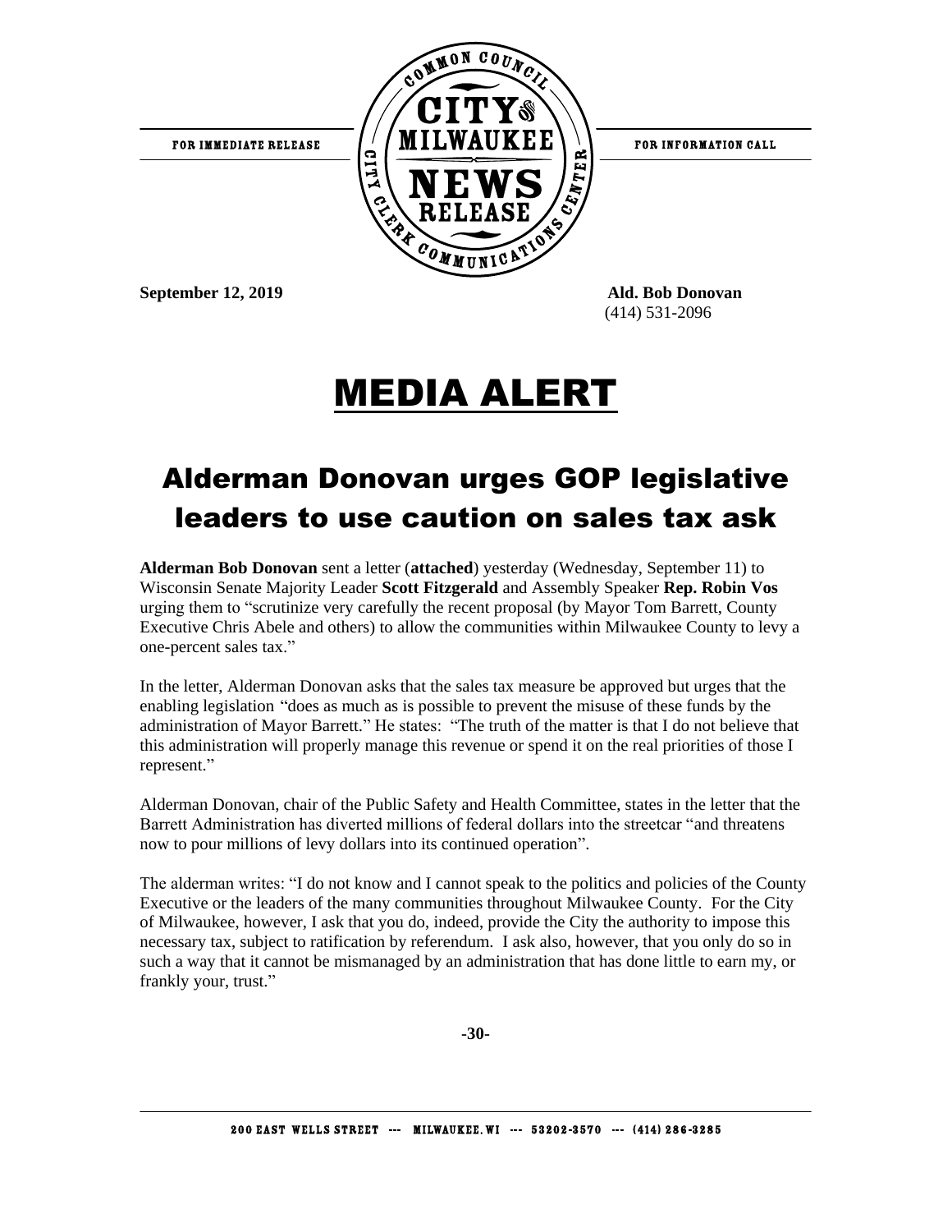FOR IMMEDIATE RELEASE

COMMON COUNCIL CITY OF MILWAUKEE NEWS RELEASE CITY CLERK COMMUNICATIONS CENTER

FOR INFORMATION CALL

**September 12, 2019**

**Ald. Bob Donovan**
(414) 531-2096

# MEDIA ALERT

## Alderman Donovan urges GOP legislative leaders to use caution on sales tax ask

**Alderman Bob Donovan** sent a letter (**attached**) yesterday (Wednesday, September 11) to Wisconsin Senate Majority Leader **Scott Fitzgerald** and Assembly Speaker **Rep. Robin Vos** urging them to "scrutinize very carefully the recent proposal (by Mayor Tom Barrett, County Executive Chris Abele and others) to allow the communities within Milwaukee County to levy a one-percent sales tax."

In the letter, Alderman Donovan asks that the sales tax measure be approved but urges that the enabling legislation "does as much as is possible to prevent the misuse of these funds by the administration of Mayor Barrett." He states: "The truth of the matter is that I do not believe that this administration will properly manage this revenue or spend it on the real priorities of those I represent."

Alderman Donovan, chair of the Public Safety and Health Committee, states in the letter that the Barrett Administration has diverted millions of federal dollars into the streetcar "and threatens now to pour millions of levy dollars into its continued operation".

The alderman writes: "I do not know and I cannot speak to the politics and policies of the County Executive or the leaders of the many communities throughout Milwaukee County. For the City of Milwaukee, however, I ask that you do, indeed, provide the City the authority to impose this necessary tax, subject to ratification by referendum. I ask also, however, that you only do so in such a way that it cannot be mismanaged by an administration that has done little to earn my, or frankly your, trust."

**-30-**

200 EAST WELLS STREET --- MILWAUKEE, WI --- 53202-3570 --- (414) 286-3285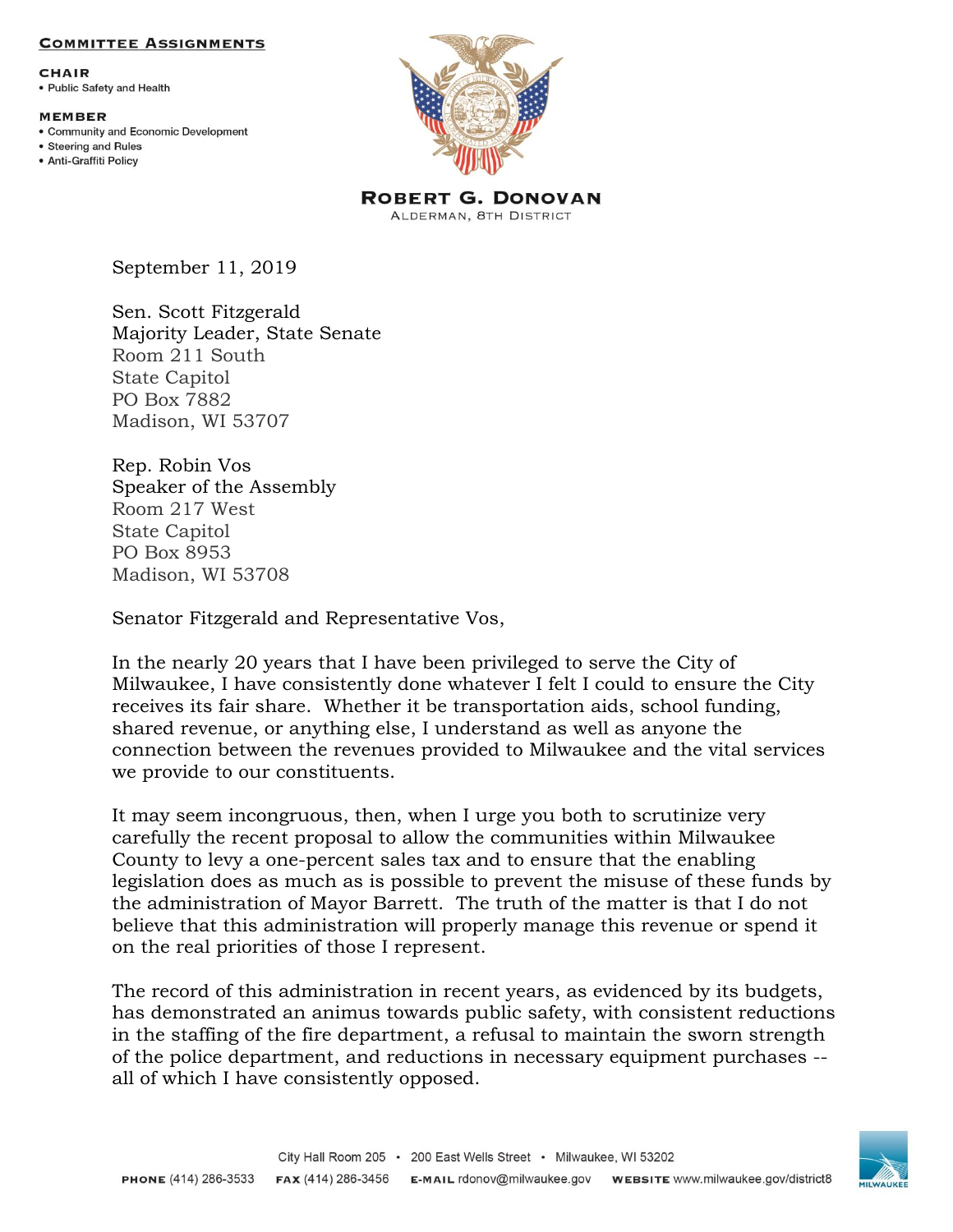**COMMITTEE ASSIGNMENTS**

**CHAIR**
- Public Safety and Health

**MEMBER**
- Community and Economic Development
- Steering and Rules
- Anti-Graffiti Policy

**ROBERT G. DONOVAN**
ALDERMAN, 8TH DISTRICT

September 11, 2019

Sen. Scott Fitzgerald
Majority Leader, State Senate
Room 211 South
State Capitol
PO Box 7882
Madison, WI 53707

Rep. Robin Vos
Speaker of the Assembly
Room 217 West
State Capitol
PO Box 8953
Madison, WI 53708

Senator Fitzgerald and Representative Vos,

In the nearly 20 years that I have been privileged to serve the City of Milwaukee, I have consistently done whatever I felt I could to ensure the City receives its fair share. Whether it be transportation aids, school funding, shared revenue, or anything else, I understand as well as anyone the connection between the revenues provided to Milwaukee and the vital services we provide to our constituents.

It may seem incongruous, then, when I urge you both to scrutinize very carefully the recent proposal to allow the communities within Milwaukee County to levy a one-percent sales tax and to ensure that the enabling legislation does as much as is possible to prevent the misuse of these funds by the administration of Mayor Barrett. The truth of the matter is that I do not believe that this administration will properly manage this revenue or spend it on the real priorities of those I represent.

The record of this administration in recent years, as evidenced by its budgets, has demonstrated an animus towards public safety, with consistent reductions in the staffing of the fire department, a refusal to maintain the sworn strength of the police department, and reductions in necessary equipment purchases -- all of which I have consistently opposed.

City Hall Room 205 • 200 East Wells Street • Milwaukee, WI 53202
**PHONE** (414) 286-3533 **FAX** (414) 286-3456 **E-MAIL** rdonov@milwaukee.gov **WEBSITE** www.milwaukee.gov/district8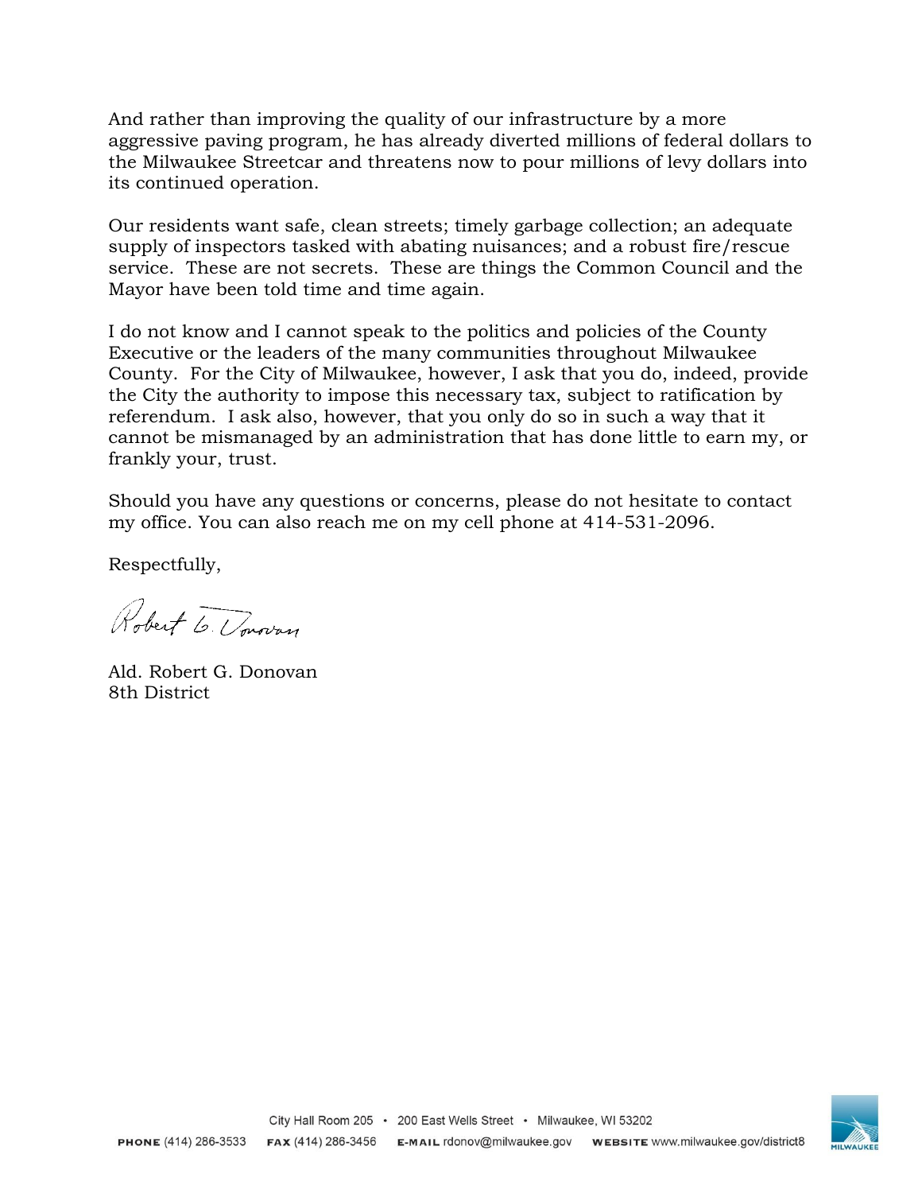And rather than improving the quality of our infrastructure by a more aggressive paving program, he has already diverted millions of federal dollars to the Milwaukee Streetcar and threatens now to pour millions of levy dollars into its continued operation.

Our residents want safe, clean streets; timely garbage collection; an adequate supply of inspectors tasked with abating nuisances; and a robust fire/rescue service. These are not secrets. These are things the Common Council and the Mayor have been told time and time again.

I do not know and I cannot speak to the politics and policies of the County Executive or the leaders of the many communities throughout Milwaukee County. For the City of Milwaukee, however, I ask that you do, indeed, provide the City the authority to impose this necessary tax, subject to ratification by referendum. I ask also, however, that you only do so in such a way that it cannot be mismanaged by an administration that has done little to earn my, or frankly your, trust.

Should you have any questions or concerns, please do not hesitate to contact my office. You can also reach me on my cell phone at 414-531-2096.

Respectfully,

Robert G. Donovan

Ald. Robert G. Donovan
8th District

City Hall Room 205 • 200 East Wells Street • Milwaukee, WI 53202

**PHONE** (414) 286-3533 **FAX** (414) 286-3456 **E-MAIL** rdonov@milwaukee.gov **WEBSITE** www.milwaukee.gov/district8